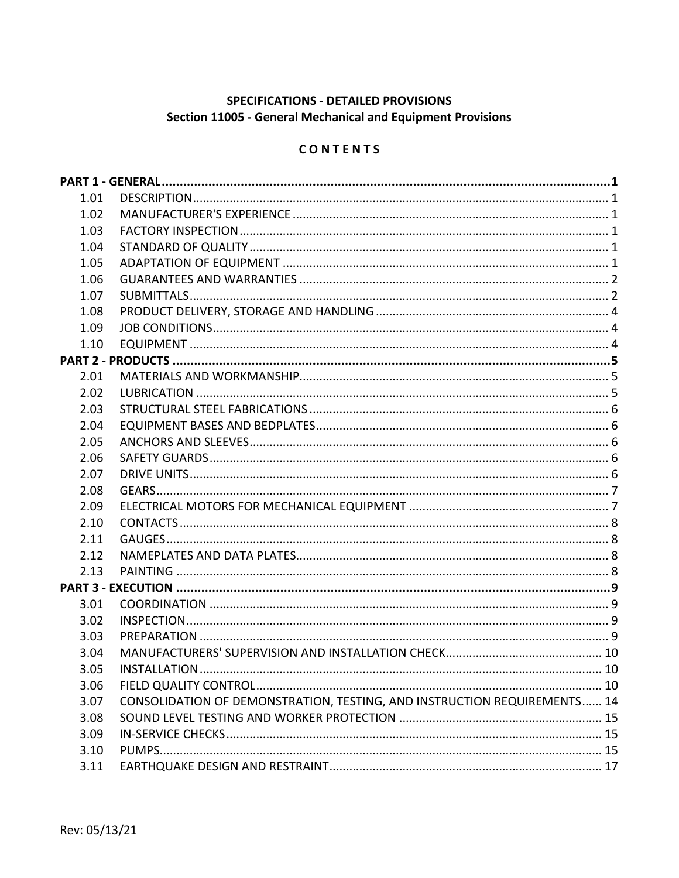**SPECIFICATIONS - DETAILED PROVISIONS**
**Section 11005 - General Mechanical and Equipment Provisions**

**C O N T E N T S**

| | | |
|---|---|---|
| **PART 1 - GENERAL** | | **1** |
| 1.01 | DESCRIPTION | 1 |
| 1.02 | MANUFACTURER'S EXPERIENCE | 1 |
| 1.03 | FACTORY INSPECTION | 1 |
| 1.04 | STANDARD OF QUALITY | 1 |
| 1.05 | ADAPTATION OF EQUIPMENT | 1 |
| 1.06 | GUARANTEES AND WARRANTIES | 2 |
| 1.07 | SUBMITTALS | 2 |
| 1.08 | PRODUCT DELIVERY, STORAGE AND HANDLING | 4 |
| 1.09 | JOB CONDITIONS | 4 |
| 1.10 | EQUIPMENT | 4 |
| **PART 2 - PRODUCTS** | | **5** |
| 2.01 | MATERIALS AND WORKMANSHIP | 5 |
| 2.02 | LUBRICATION | 5 |
| 2.03 | STRUCTURAL STEEL FABRICATIONS | 6 |
| 2.04 | EQUIPMENT BASES AND BEDPLATES | 6 |
| 2.05 | ANCHORS AND SLEEVES | 6 |
| 2.06 | SAFETY GUARDS | 6 |
| 2.07 | DRIVE UNITS | 6 |
| 2.08 | GEARS | 7 |
| 2.09 | ELECTRICAL MOTORS FOR MECHANICAL EQUIPMENT | 7 |
| 2.10 | CONTACTS | 8 |
| 2.11 | GAUGES | 8 |
| 2.12 | NAMEPLATES AND DATA PLATES | 8 |
| 2.13 | PAINTING | 8 |
| **PART 3 - EXECUTION** | | **9** |
| 3.01 | COORDINATION | 9 |
| 3.02 | INSPECTION | 9 |
| 3.03 | PREPARATION | 9 |
| 3.04 | MANUFACTURERS' SUPERVISION AND INSTALLATION CHECK | 10 |
| 3.05 | INSTALLATION | 10 |
| 3.06 | FIELD QUALITY CONTROL | 10 |
| 3.07 | CONSOLIDATION OF DEMONSTRATION, TESTING, AND INSTRUCTION REQUIREMENTS | 14 |
| 3.08 | SOUND LEVEL TESTING AND WORKER PROTECTION | 15 |
| 3.09 | IN-SERVICE CHECKS | 15 |
| 3.10 | PUMPS | 15 |
| 3.11 | EARTHQUAKE DESIGN AND RESTRAINT | 17 |

Rev: 05/13/21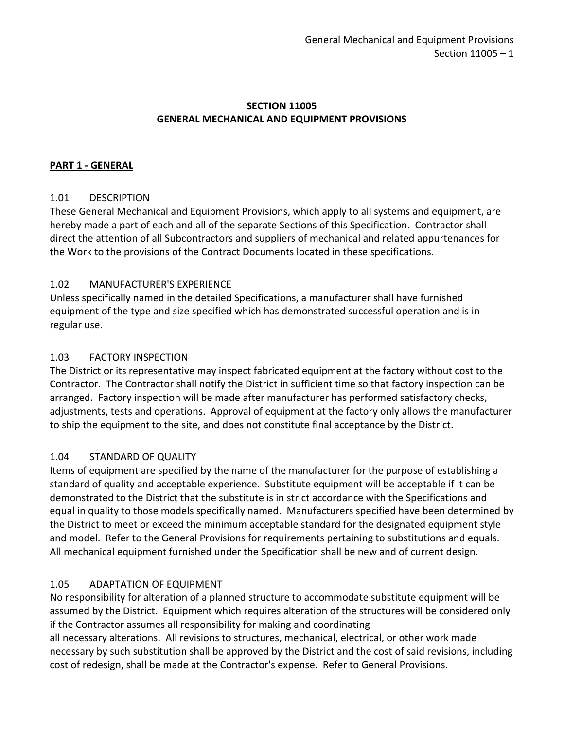# SECTION 11005
# GENERAL MECHANICAL AND EQUIPMENT PROVISIONS

## PART 1 - GENERAL

### 1.01 DESCRIPTION

These General Mechanical and Equipment Provisions, which apply to all systems and equipment, are hereby made a part of each and all of the separate Sections of this Specification. Contractor shall direct the attention of all Subcontractors and suppliers of mechanical and related appurtenances for the Work to the provisions of the Contract Documents located in these specifications.

### 1.02 MANUFACTURER'S EXPERIENCE

Unless specifically named in the detailed Specifications, a manufacturer shall have furnished equipment of the type and size specified which has demonstrated successful operation and is in regular use.

### 1.03 FACTORY INSPECTION

The District or its representative may inspect fabricated equipment at the factory without cost to the Contractor. The Contractor shall notify the District in sufficient time so that factory inspection can be arranged. Factory inspection will be made after manufacturer has performed satisfactory checks, adjustments, tests and operations. Approval of equipment at the factory only allows the manufacturer to ship the equipment to the site, and does not constitute final acceptance by the District.

### 1.04 STANDARD OF QUALITY

Items of equipment are specified by the name of the manufacturer for the purpose of establishing a standard of quality and acceptable experience. Substitute equipment will be acceptable if it can be demonstrated to the District that the substitute is in strict accordance with the Specifications and equal in quality to those models specifically named. Manufacturers specified have been determined by the District to meet or exceed the minimum acceptable standard for the designated equipment style and model. Refer to the General Provisions for requirements pertaining to substitutions and equals. All mechanical equipment furnished under the Specification shall be new and of current design.

### 1.05 ADAPTATION OF EQUIPMENT

No responsibility for alteration of a planned structure to accommodate substitute equipment will be assumed by the District. Equipment which requires alteration of the structures will be considered only if the Contractor assumes all responsibility for making and coordinating all necessary alterations. All revisions to structures, mechanical, electrical, or other work made necessary by such substitution shall be approved by the District and the cost of said revisions, including cost of redesign, shall be made at the Contractor's expense. Refer to General Provisions.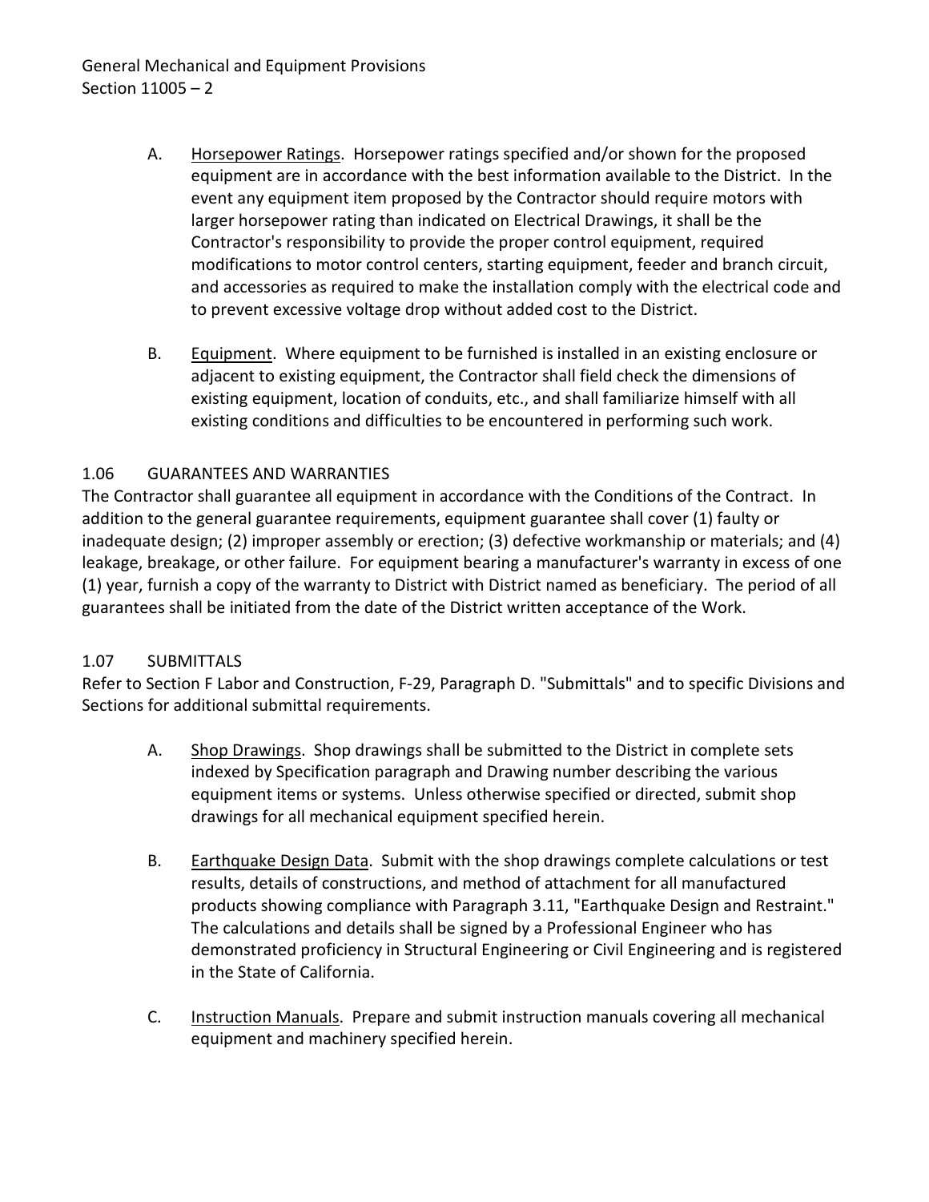A. Horsepower Ratings. Horsepower ratings specified and/or shown for the proposed equipment are in accordance with the best information available to the District. In the event any equipment item proposed by the Contractor should require motors with larger horsepower rating than indicated on Electrical Drawings, it shall be the Contractor's responsibility to provide the proper control equipment, required modifications to motor control centers, starting equipment, feeder and branch circuit, and accessories as required to make the installation comply with the electrical code and to prevent excessive voltage drop without added cost to the District.

B. Equipment. Where equipment to be furnished is installed in an existing enclosure or adjacent to existing equipment, the Contractor shall field check the dimensions of existing equipment, location of conduits, etc., and shall familiarize himself with all existing conditions and difficulties to be encountered in performing such work.

## 1.06 GUARANTEES AND WARRANTIES

The Contractor shall guarantee all equipment in accordance with the Conditions of the Contract. In addition to the general guarantee requirements, equipment guarantee shall cover (1) faulty or inadequate design; (2) improper assembly or erection; (3) defective workmanship or materials; and (4) leakage, breakage, or other failure. For equipment bearing a manufacturer's warranty in excess of one (1) year, furnish a copy of the warranty to District with District named as beneficiary. The period of all guarantees shall be initiated from the date of the District written acceptance of the Work.

## 1.07 SUBMITTALS

Refer to Section F Labor and Construction, F-29, Paragraph D. "Submittals" and to specific Divisions and Sections for additional submittal requirements.

A. Shop Drawings. Shop drawings shall be submitted to the District in complete sets indexed by Specification paragraph and Drawing number describing the various equipment items or systems. Unless otherwise specified or directed, submit shop drawings for all mechanical equipment specified herein.

B. Earthquake Design Data. Submit with the shop drawings complete calculations or test results, details of constructions, and method of attachment for all manufactured products showing compliance with Paragraph 3.11, "Earthquake Design and Restraint." The calculations and details shall be signed by a Professional Engineer who has demonstrated proficiency in Structural Engineering or Civil Engineering and is registered in the State of California.

C. Instruction Manuals. Prepare and submit instruction manuals covering all mechanical equipment and machinery specified herein.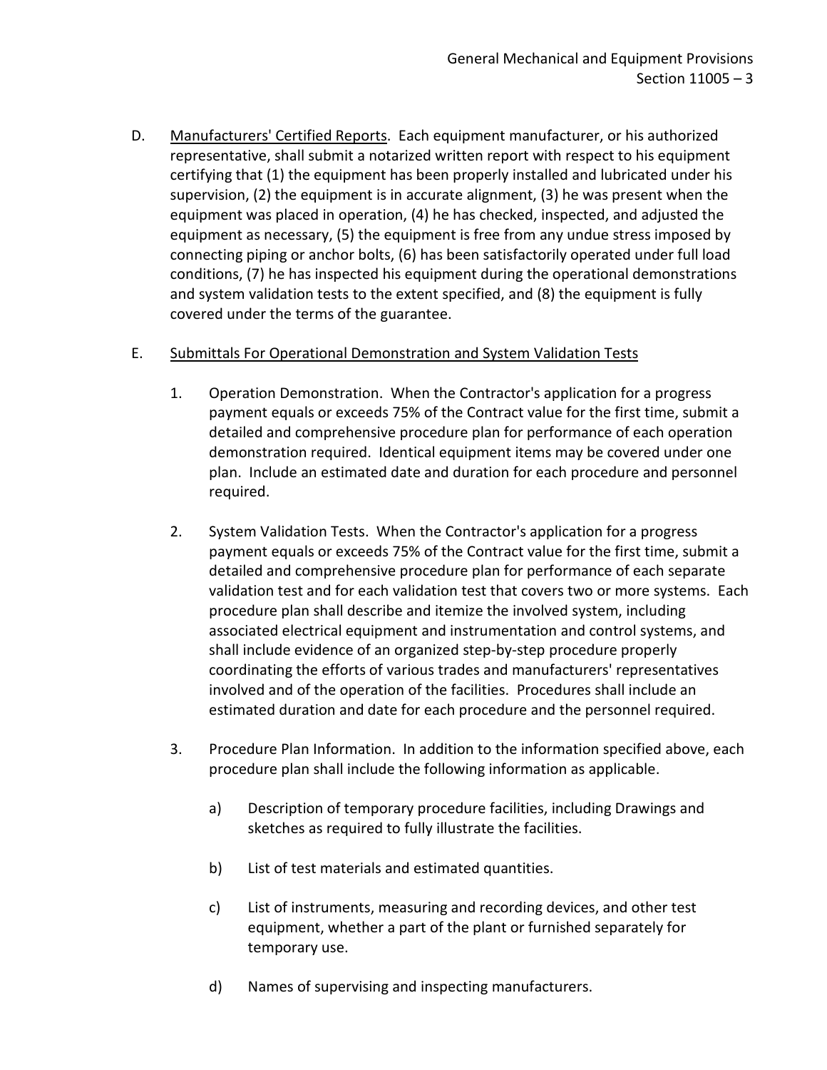D. Manufacturers' Certified Reports. Each equipment manufacturer, or his authorized representative, shall submit a notarized written report with respect to his equipment certifying that (1) the equipment has been properly installed and lubricated under his supervision, (2) the equipment is in accurate alignment, (3) he was present when the equipment was placed in operation, (4) he has checked, inspected, and adjusted the equipment as necessary, (5) the equipment is free from any undue stress imposed by connecting piping or anchor bolts, (6) has been satisfactorily operated under full load conditions, (7) he has inspected his equipment during the operational demonstrations and system validation tests to the extent specified, and (8) the equipment is fully covered under the terms of the guarantee.

E. Submittals For Operational Demonstration and System Validation Tests

1. Operation Demonstration. When the Contractor's application for a progress payment equals or exceeds 75% of the Contract value for the first time, submit a detailed and comprehensive procedure plan for performance of each operation demonstration required. Identical equipment items may be covered under one plan. Include an estimated date and duration for each procedure and personnel required.

2. System Validation Tests. When the Contractor's application for a progress payment equals or exceeds 75% of the Contract value for the first time, submit a detailed and comprehensive procedure plan for performance of each separate validation test and for each validation test that covers two or more systems. Each procedure plan shall describe and itemize the involved system, including associated electrical equipment and instrumentation and control systems, and shall include evidence of an organized step-by-step procedure properly coordinating the efforts of various trades and manufacturers' representatives involved and of the operation of the facilities. Procedures shall include an estimated duration and date for each procedure and the personnel required.

3. Procedure Plan Information. In addition to the information specified above, each procedure plan shall include the following information as applicable.

   a) Description of temporary procedure facilities, including Drawings and sketches as required to fully illustrate the facilities.

   b) List of test materials and estimated quantities.

   c) List of instruments, measuring and recording devices, and other test equipment, whether a part of the plant or furnished separately for temporary use.

   d) Names of supervising and inspecting manufacturers.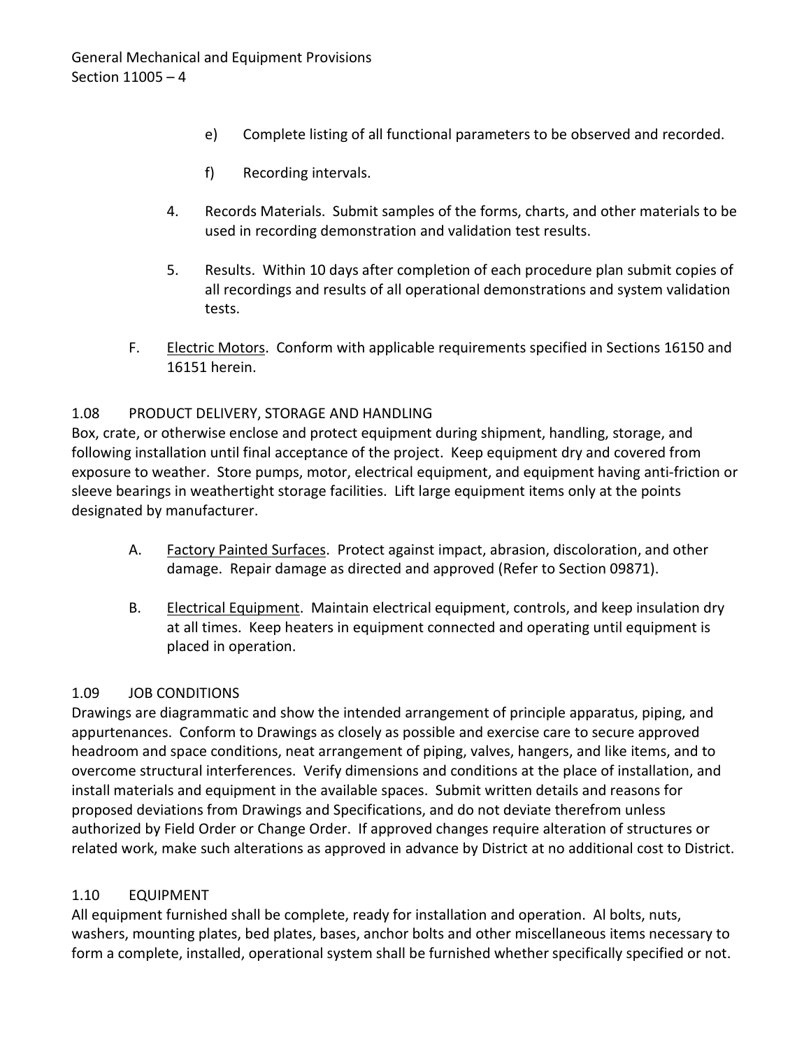e) Complete listing of all functional parameters to be observed and recorded.

f) Recording intervals.

4. Records Materials. Submit samples of the forms, charts, and other materials to be used in recording demonstration and validation test results.

5. Results. Within 10 days after completion of each procedure plan submit copies of all recordings and results of all operational demonstrations and system validation tests.

F. Electric Motors. Conform with applicable requirements specified in Sections 16150 and 16151 herein.

## 1.08 PRODUCT DELIVERY, STORAGE AND HANDLING

Box, crate, or otherwise enclose and protect equipment during shipment, handling, storage, and following installation until final acceptance of the project. Keep equipment dry and covered from exposure to weather. Store pumps, motor, electrical equipment, and equipment having anti-friction or sleeve bearings in weathertight storage facilities. Lift large equipment items only at the points designated by manufacturer.

A. Factory Painted Surfaces. Protect against impact, abrasion, discoloration, and other damage. Repair damage as directed and approved (Refer to Section 09871).

B. Electrical Equipment. Maintain electrical equipment, controls, and keep insulation dry at all times. Keep heaters in equipment connected and operating until equipment is placed in operation.

## 1.09 JOB CONDITIONS

Drawings are diagrammatic and show the intended arrangement of principle apparatus, piping, and appurtenances. Conform to Drawings as closely as possible and exercise care to secure approved headroom and space conditions, neat arrangement of piping, valves, hangers, and like items, and to overcome structural interferences. Verify dimensions and conditions at the place of installation, and install materials and equipment in the available spaces. Submit written details and reasons for proposed deviations from Drawings and Specifications, and do not deviate therefrom unless authorized by Field Order or Change Order. If approved changes require alteration of structures or related work, make such alterations as approved in advance by District at no additional cost to District.

## 1.10 EQUIPMENT

All equipment furnished shall be complete, ready for installation and operation. Al bolts, nuts, washers, mounting plates, bed plates, bases, anchor bolts and other miscellaneous items necessary to form a complete, installed, operational system shall be furnished whether specifically specified or not.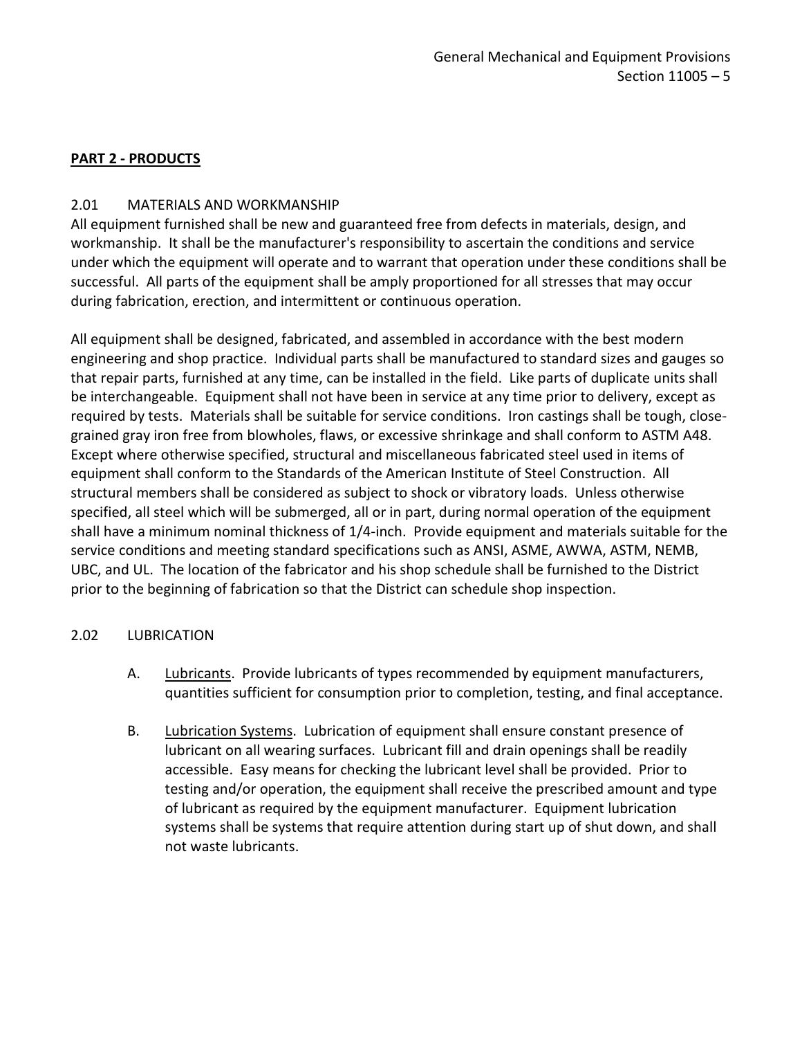**PART 2 - PRODUCTS**

2.01 MATERIALS AND WORKMANSHIP

All equipment furnished shall be new and guaranteed free from defects in materials, design, and workmanship. It shall be the manufacturer's responsibility to ascertain the conditions and service under which the equipment will operate and to warrant that operation under these conditions shall be successful. All parts of the equipment shall be amply proportioned for all stresses that may occur during fabrication, erection, and intermittent or continuous operation.

All equipment shall be designed, fabricated, and assembled in accordance with the best modern engineering and shop practice. Individual parts shall be manufactured to standard sizes and gauges so that repair parts, furnished at any time, can be installed in the field. Like parts of duplicate units shall be interchangeable. Equipment shall not have been in service at any time prior to delivery, except as required by tests. Materials shall be suitable for service conditions. Iron castings shall be tough, close-grained gray iron free from blowholes, flaws, or excessive shrinkage and shall conform to ASTM A48. Except where otherwise specified, structural and miscellaneous fabricated steel used in items of equipment shall conform to the Standards of the American Institute of Steel Construction. All structural members shall be considered as subject to shock or vibratory loads. Unless otherwise specified, all steel which will be submerged, all or in part, during normal operation of the equipment shall have a minimum nominal thickness of 1/4-inch. Provide equipment and materials suitable for the service conditions and meeting standard specifications such as ANSI, ASME, AWWA, ASTM, NEMB, UBC, and UL. The location of the fabricator and his shop schedule shall be furnished to the District prior to the beginning of fabrication so that the District can schedule shop inspection.

2.02 LUBRICATION

A. Lubricants. Provide lubricants of types recommended by equipment manufacturers, quantities sufficient for consumption prior to completion, testing, and final acceptance.

B. Lubrication Systems. Lubrication of equipment shall ensure constant presence of lubricant on all wearing surfaces. Lubricant fill and drain openings shall be readily accessible. Easy means for checking the lubricant level shall be provided. Prior to testing and/or operation, the equipment shall receive the prescribed amount and type of lubricant as required by the equipment manufacturer. Equipment lubrication systems shall be systems that require attention during start up of shut down, and shall not waste lubricants.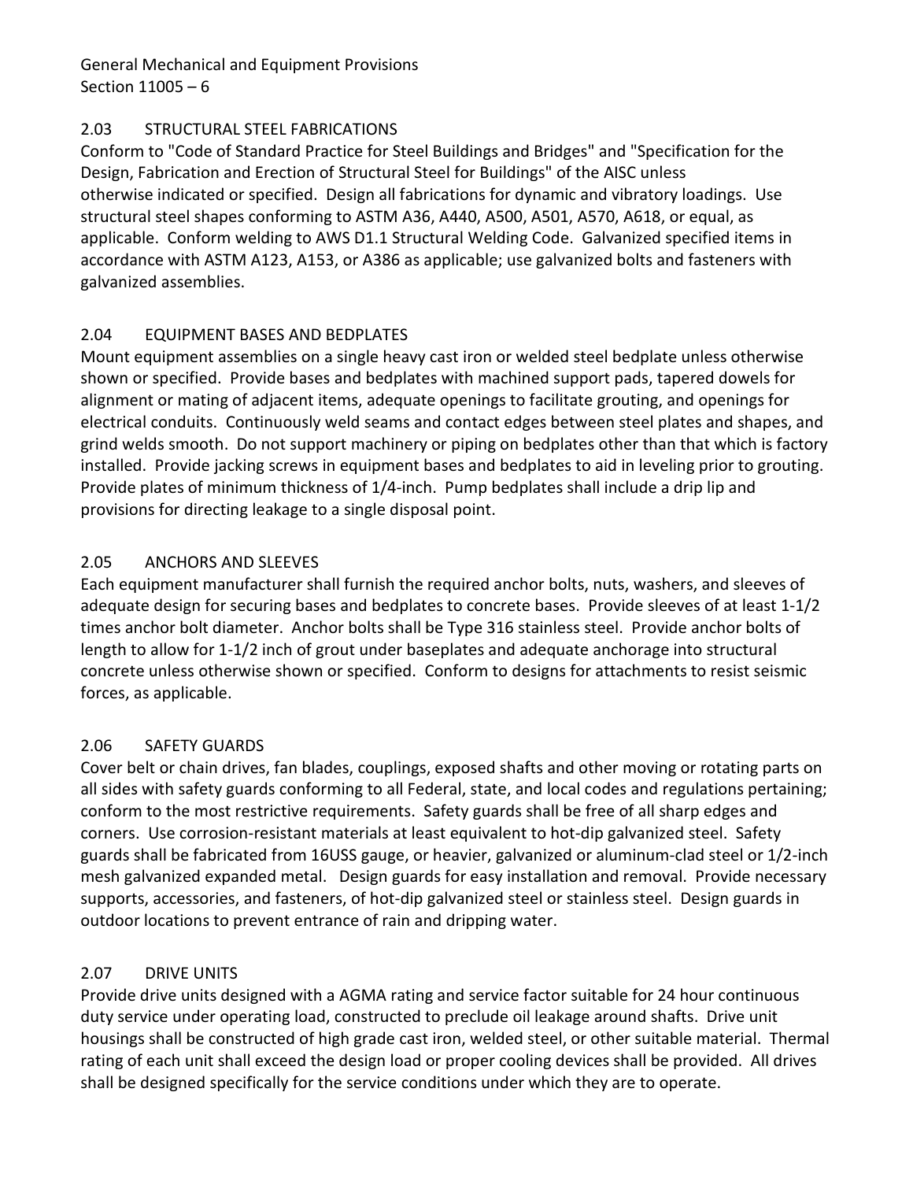## 2.03 STRUCTURAL STEEL FABRICATIONS

Conform to "Code of Standard Practice for Steel Buildings and Bridges" and "Specification for the Design, Fabrication and Erection of Structural Steel for Buildings" of the AISC unless otherwise indicated or specified. Design all fabrications for dynamic and vibratory loadings. Use structural steel shapes conforming to ASTM A36, A440, A500, A501, A570, A618, or equal, as applicable. Conform welding to AWS D1.1 Structural Welding Code. Galvanized specified items in accordance with ASTM A123, A153, or A386 as applicable; use galvanized bolts and fasteners with galvanized assemblies.

## 2.04 EQUIPMENT BASES AND BEDPLATES

Mount equipment assemblies on a single heavy cast iron or welded steel bedplate unless otherwise shown or specified. Provide bases and bedplates with machined support pads, tapered dowels for alignment or mating of adjacent items, adequate openings to facilitate grouting, and openings for electrical conduits. Continuously weld seams and contact edges between steel plates and shapes, and grind welds smooth. Do not support machinery or piping on bedplates other than that which is factory installed. Provide jacking screws in equipment bases and bedplates to aid in leveling prior to grouting. Provide plates of minimum thickness of 1/4-inch. Pump bedplates shall include a drip lip and provisions for directing leakage to a single disposal point.

## 2.05 ANCHORS AND SLEEVES

Each equipment manufacturer shall furnish the required anchor bolts, nuts, washers, and sleeves of adequate design for securing bases and bedplates to concrete bases. Provide sleeves of at least 1-1/2 times anchor bolt diameter. Anchor bolts shall be Type 316 stainless steel. Provide anchor bolts of length to allow for 1-1/2 inch of grout under baseplates and adequate anchorage into structural concrete unless otherwise shown or specified. Conform to designs for attachments to resist seismic forces, as applicable.

## 2.06 SAFETY GUARDS

Cover belt or chain drives, fan blades, couplings, exposed shafts and other moving or rotating parts on all sides with safety guards conforming to all Federal, state, and local codes and regulations pertaining; conform to the most restrictive requirements. Safety guards shall be free of all sharp edges and corners. Use corrosion-resistant materials at least equivalent to hot-dip galvanized steel. Safety guards shall be fabricated from 16USS gauge, or heavier, galvanized or aluminum-clad steel or 1/2-inch mesh galvanized expanded metal. Design guards for easy installation and removal. Provide necessary supports, accessories, and fasteners, of hot-dip galvanized steel or stainless steel. Design guards in outdoor locations to prevent entrance of rain and dripping water.

## 2.07 DRIVE UNITS

Provide drive units designed with a AGMA rating and service factor suitable for 24 hour continuous duty service under operating load, constructed to preclude oil leakage around shafts. Drive unit housings shall be constructed of high grade cast iron, welded steel, or other suitable material. Thermal rating of each unit shall exceed the design load or proper cooling devices shall be provided. All drives shall be designed specifically for the service conditions under which they are to operate.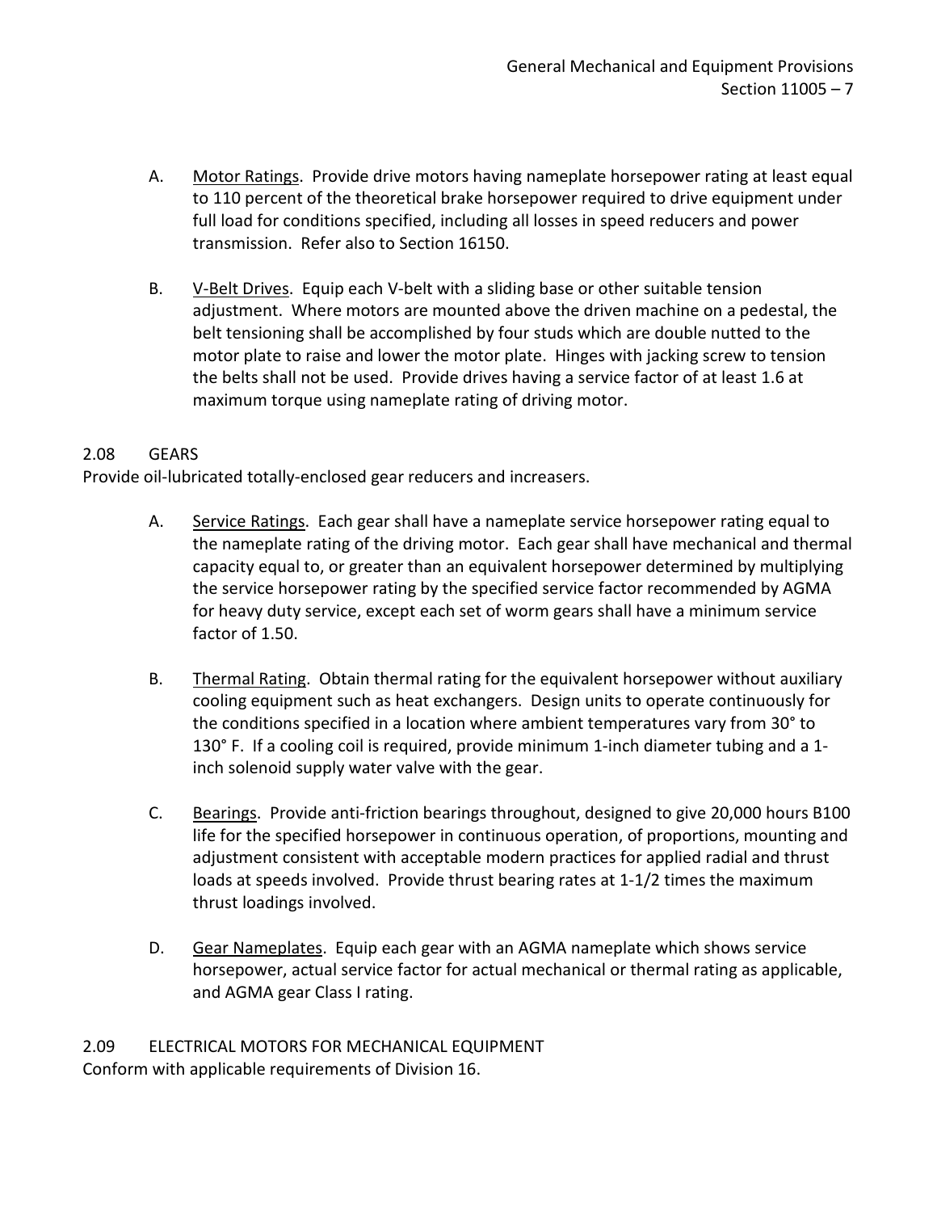A. Motor Ratings. Provide drive motors having nameplate horsepower rating at least equal to 110 percent of the theoretical brake horsepower required to drive equipment under full load for conditions specified, including all losses in speed reducers and power transmission. Refer also to Section 16150.

B. V-Belt Drives. Equip each V-belt with a sliding base or other suitable tension adjustment. Where motors are mounted above the driven machine on a pedestal, the belt tensioning shall be accomplished by four studs which are double nutted to the motor plate to raise and lower the motor plate. Hinges with jacking screw to tension the belts shall not be used. Provide drives having a service factor of at least 1.6 at maximum torque using nameplate rating of driving motor.

## 2.08 GEARS

Provide oil-lubricated totally-enclosed gear reducers and increasers.

A. Service Ratings. Each gear shall have a nameplate service horsepower rating equal to the nameplate rating of the driving motor. Each gear shall have mechanical and thermal capacity equal to, or greater than an equivalent horsepower determined by multiplying the service horsepower rating by the specified service factor recommended by AGMA for heavy duty service, except each set of worm gears shall have a minimum service factor of 1.50.

B. Thermal Rating. Obtain thermal rating for the equivalent horsepower without auxiliary cooling equipment such as heat exchangers. Design units to operate continuously for the conditions specified in a location where ambient temperatures vary from 30° to 130° F. If a cooling coil is required, provide minimum 1-inch diameter tubing and a 1-inch solenoid supply water valve with the gear.

C. Bearings. Provide anti-friction bearings throughout, designed to give 20,000 hours B100 life for the specified horsepower in continuous operation, of proportions, mounting and adjustment consistent with acceptable modern practices for applied radial and thrust loads at speeds involved. Provide thrust bearing rates at 1-1/2 times the maximum thrust loadings involved.

D. Gear Nameplates. Equip each gear with an AGMA nameplate which shows service horsepower, actual service factor for actual mechanical or thermal rating as applicable, and AGMA gear Class I rating.

## 2.09 ELECTRICAL MOTORS FOR MECHANICAL EQUIPMENT

Conform with applicable requirements of Division 16.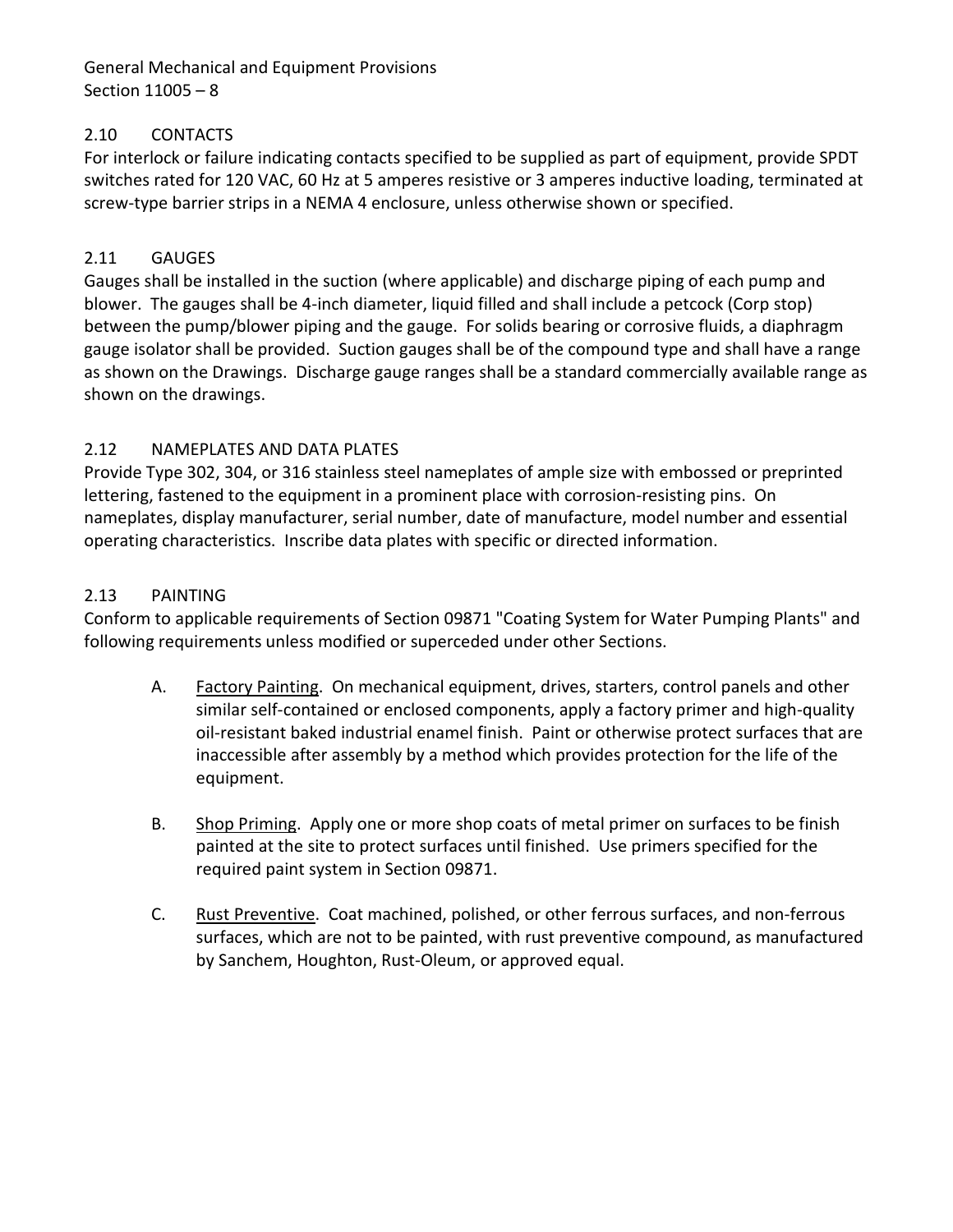## 2.10 CONTACTS

For interlock or failure indicating contacts specified to be supplied as part of equipment, provide SPDT switches rated for 120 VAC, 60 Hz at 5 amperes resistive or 3 amperes inductive loading, terminated at screw-type barrier strips in a NEMA 4 enclosure, unless otherwise shown or specified.

## 2.11 GAUGES

Gauges shall be installed in the suction (where applicable) and discharge piping of each pump and blower. The gauges shall be 4-inch diameter, liquid filled and shall include a petcock (Corp stop) between the pump/blower piping and the gauge. For solids bearing or corrosive fluids, a diaphragm gauge isolator shall be provided. Suction gauges shall be of the compound type and shall have a range as shown on the Drawings. Discharge gauge ranges shall be a standard commercially available range as shown on the drawings.

## 2.12 NAMEPLATES AND DATA PLATES

Provide Type 302, 304, or 316 stainless steel nameplates of ample size with embossed or preprinted lettering, fastened to the equipment in a prominent place with corrosion-resisting pins. On nameplates, display manufacturer, serial number, date of manufacture, model number and essential operating characteristics. Inscribe data plates with specific or directed information.

## 2.13 PAINTING

Conform to applicable requirements of Section 09871 "Coating System for Water Pumping Plants" and following requirements unless modified or superceded under other Sections.

A. <u>Factory Painting</u>. On mechanical equipment, drives, starters, control panels and other similar self-contained or enclosed components, apply a factory primer and high-quality oil-resistant baked industrial enamel finish. Paint or otherwise protect surfaces that are inaccessible after assembly by a method which provides protection for the life of the equipment.

B. <u>Shop Priming</u>. Apply one or more shop coats of metal primer on surfaces to be finish painted at the site to protect surfaces until finished. Use primers specified for the required paint system in Section 09871.

C. <u>Rust Preventive</u>. Coat machined, polished, or other ferrous surfaces, and non-ferrous surfaces, which are not to be painted, with rust preventive compound, as manufactured by Sanchem, Houghton, Rust-Oleum, or approved equal.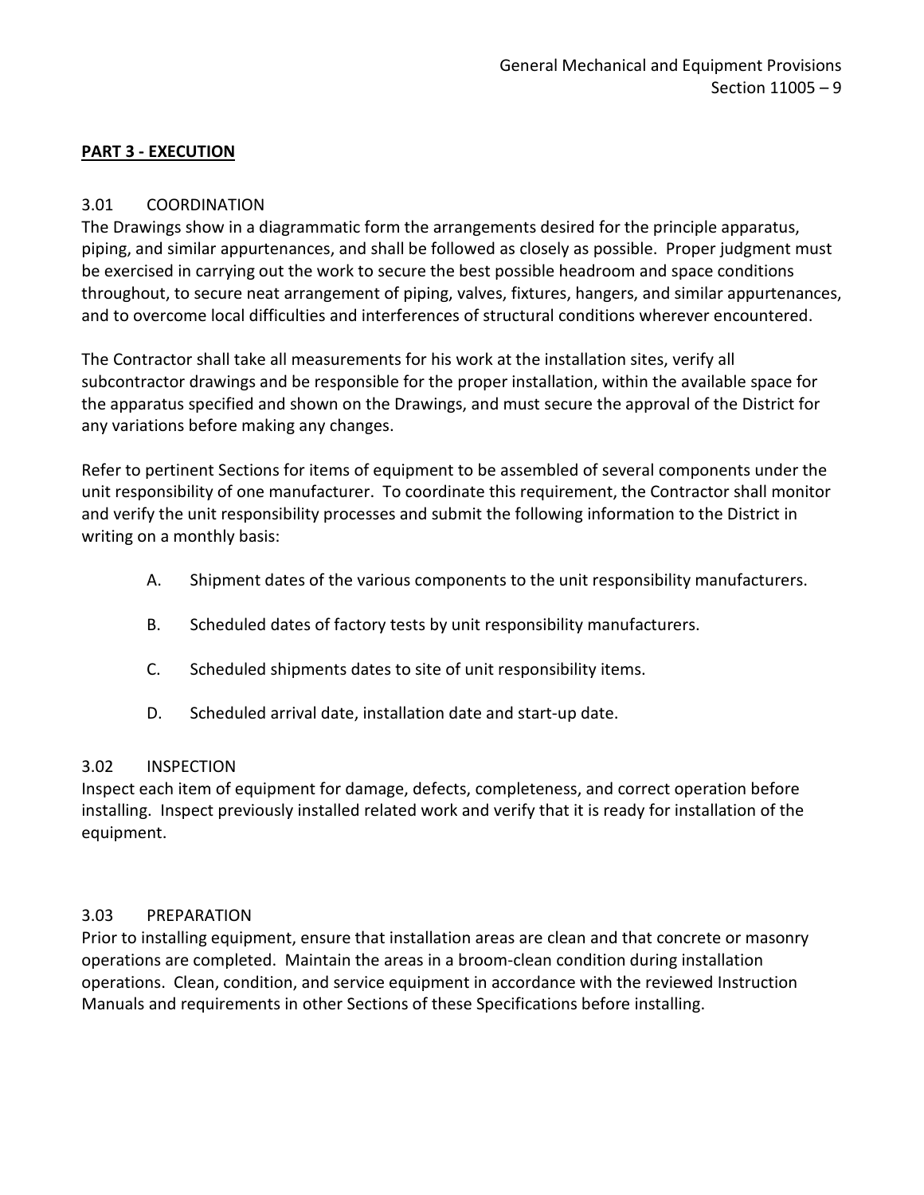**PART 3 - EXECUTION**

3.01 COORDINATION

The Drawings show in a diagrammatic form the arrangements desired for the principle apparatus, piping, and similar appurtenances, and shall be followed as closely as possible. Proper judgment must be exercised in carrying out the work to secure the best possible headroom and space conditions throughout, to secure neat arrangement of piping, valves, fixtures, hangers, and similar appurtenances, and to overcome local difficulties and interferences of structural conditions wherever encountered.

The Contractor shall take all measurements for his work at the installation sites, verify all subcontractor drawings and be responsible for the proper installation, within the available space for the apparatus specified and shown on the Drawings, and must secure the approval of the District for any variations before making any changes.

Refer to pertinent Sections for items of equipment to be assembled of several components under the unit responsibility of one manufacturer. To coordinate this requirement, the Contractor shall monitor and verify the unit responsibility processes and submit the following information to the District in writing on a monthly basis:

A. Shipment dates of the various components to the unit responsibility manufacturers.

B. Scheduled dates of factory tests by unit responsibility manufacturers.

C. Scheduled shipments dates to site of unit responsibility items.

D. Scheduled arrival date, installation date and start-up date.

3.02 INSPECTION

Inspect each item of equipment for damage, defects, completeness, and correct operation before installing. Inspect previously installed related work and verify that it is ready for installation of the equipment.

3.03 PREPARATION

Prior to installing equipment, ensure that installation areas are clean and that concrete or masonry operations are completed. Maintain the areas in a broom-clean condition during installation operations. Clean, condition, and service equipment in accordance with the reviewed Instruction Manuals and requirements in other Sections of these Specifications before installing.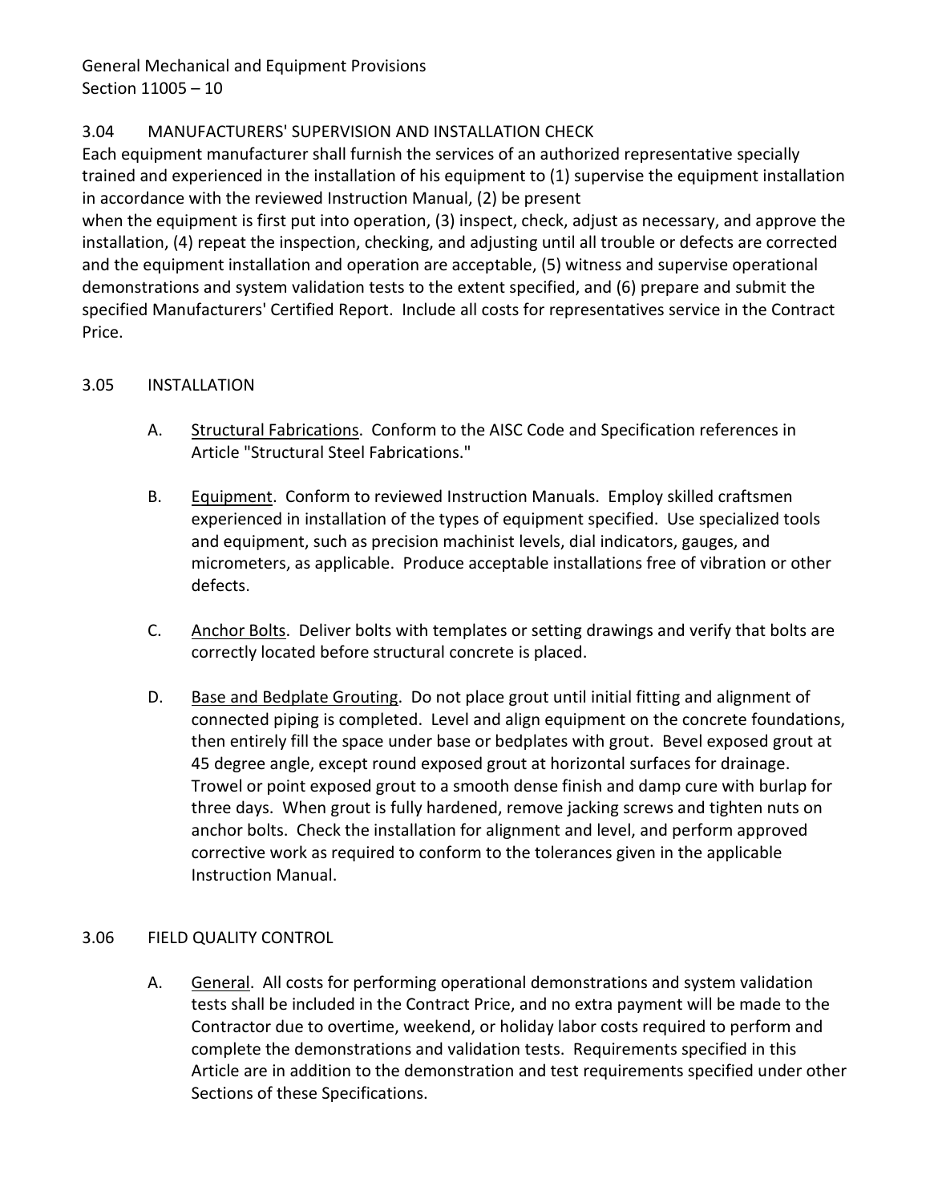### 3.04 MANUFACTURERS' SUPERVISION AND INSTALLATION CHECK

Each equipment manufacturer shall furnish the services of an authorized representative specially trained and experienced in the installation of his equipment to (1) supervise the equipment installation in accordance with the reviewed Instruction Manual, (2) be present when the equipment is first put into operation, (3) inspect, check, adjust as necessary, and approve the installation, (4) repeat the inspection, checking, and adjusting until all trouble or defects are corrected and the equipment installation and operation are acceptable, (5) witness and supervise operational demonstrations and system validation tests to the extent specified, and (6) prepare and submit the specified Manufacturers' Certified Report. Include all costs for representatives service in the Contract Price.

### 3.05 INSTALLATION

A. Structural Fabrications. Conform to the AISC Code and Specification references in Article "Structural Steel Fabrications."

B. Equipment. Conform to reviewed Instruction Manuals. Employ skilled craftsmen experienced in installation of the types of equipment specified. Use specialized tools and equipment, such as precision machinist levels, dial indicators, gauges, and micrometers, as applicable. Produce acceptable installations free of vibration or other defects.

C. Anchor Bolts. Deliver bolts with templates or setting drawings and verify that bolts are correctly located before structural concrete is placed.

D. Base and Bedplate Grouting. Do not place grout until initial fitting and alignment of connected piping is completed. Level and align equipment on the concrete foundations, then entirely fill the space under base or bedplates with grout. Bevel exposed grout at 45 degree angle, except round exposed grout at horizontal surfaces for drainage. Trowel or point exposed grout to a smooth dense finish and damp cure with burlap for three days. When grout is fully hardened, remove jacking screws and tighten nuts on anchor bolts. Check the installation for alignment and level, and perform approved corrective work as required to conform to the tolerances given in the applicable Instruction Manual.

### 3.06 FIELD QUALITY CONTROL

A. General. All costs for performing operational demonstrations and system validation tests shall be included in the Contract Price, and no extra payment will be made to the Contractor due to overtime, weekend, or holiday labor costs required to perform and complete the demonstrations and validation tests. Requirements specified in this Article are in addition to the demonstration and test requirements specified under other Sections of these Specifications.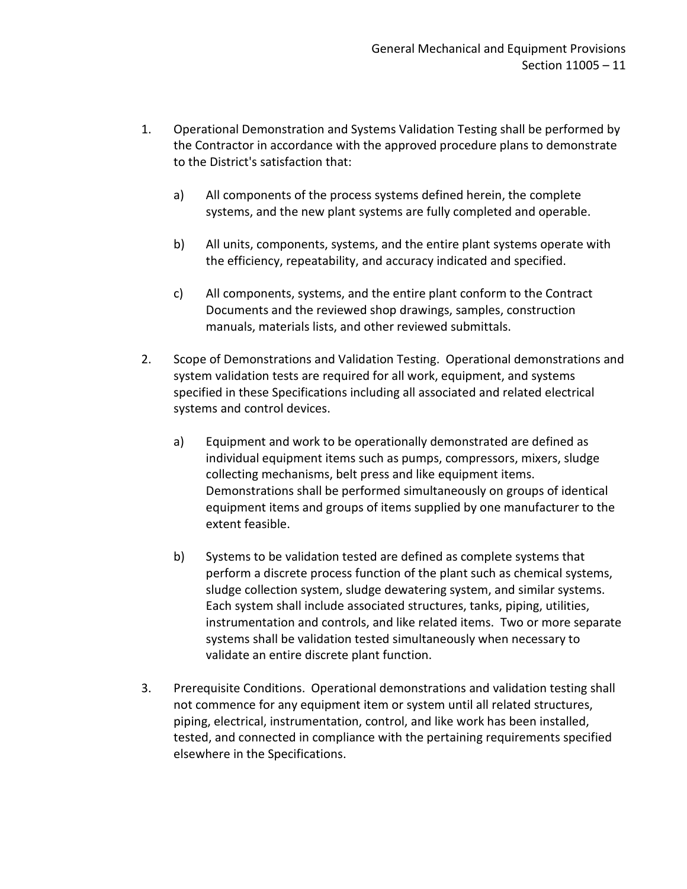1. Operational Demonstration and Systems Validation Testing shall be performed by the Contractor in accordance with the approved procedure plans to demonstrate to the District's satisfaction that:

    a) All components of the process systems defined herein, the complete systems, and the new plant systems are fully completed and operable.

    b) All units, components, systems, and the entire plant systems operate with the efficiency, repeatability, and accuracy indicated and specified.

    c) All components, systems, and the entire plant conform to the Contract Documents and the reviewed shop drawings, samples, construction manuals, materials lists, and other reviewed submittals.

2. Scope of Demonstrations and Validation Testing. Operational demonstrations and system validation tests are required for all work, equipment, and systems specified in these Specifications including all associated and related electrical systems and control devices.

    a) Equipment and work to be operationally demonstrated are defined as individual equipment items such as pumps, compressors, mixers, sludge collecting mechanisms, belt press and like equipment items. Demonstrations shall be performed simultaneously on groups of identical equipment items and groups of items supplied by one manufacturer to the extent feasible.

    b) Systems to be validation tested are defined as complete systems that perform a discrete process function of the plant such as chemical systems, sludge collection system, sludge dewatering system, and similar systems. Each system shall include associated structures, tanks, piping, utilities, instrumentation and controls, and like related items. Two or more separate systems shall be validation tested simultaneously when necessary to validate an entire discrete plant function.

3. Prerequisite Conditions. Operational demonstrations and validation testing shall not commence for any equipment item or system until all related structures, piping, electrical, instrumentation, control, and like work has been installed, tested, and connected in compliance with the pertaining requirements specified elsewhere in the Specifications.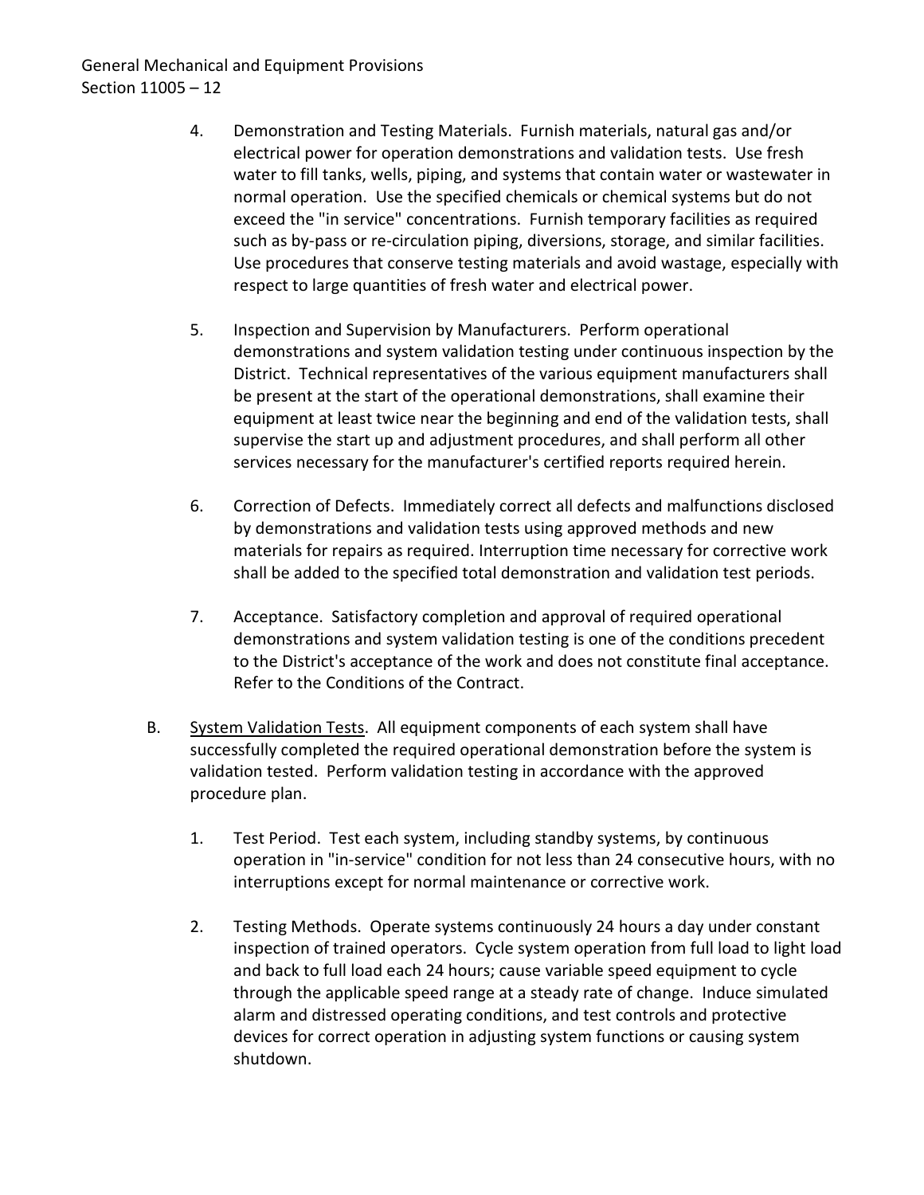4. Demonstration and Testing Materials. Furnish materials, natural gas and/or electrical power for operation demonstrations and validation tests. Use fresh water to fill tanks, wells, piping, and systems that contain water or wastewater in normal operation. Use the specified chemicals or chemical systems but do not exceed the "in service" concentrations. Furnish temporary facilities as required such as by-pass or re-circulation piping, diversions, storage, and similar facilities. Use procedures that conserve testing materials and avoid wastage, especially with respect to large quantities of fresh water and electrical power.

5. Inspection and Supervision by Manufacturers. Perform operational demonstrations and system validation testing under continuous inspection by the District. Technical representatives of the various equipment manufacturers shall be present at the start of the operational demonstrations, shall examine their equipment at least twice near the beginning and end of the validation tests, shall supervise the start up and adjustment procedures, and shall perform all other services necessary for the manufacturer's certified reports required herein.

6. Correction of Defects. Immediately correct all defects and malfunctions disclosed by demonstrations and validation tests using approved methods and new materials for repairs as required. Interruption time necessary for corrective work shall be added to the specified total demonstration and validation test periods.

7. Acceptance. Satisfactory completion and approval of required operational demonstrations and system validation testing is one of the conditions precedent to the District's acceptance of the work and does not constitute final acceptance. Refer to the Conditions of the Contract.

B. <u>System Validation Tests</u>. All equipment components of each system shall have successfully completed the required operational demonstration before the system is validation tested. Perform validation testing in accordance with the approved procedure plan.

1. Test Period. Test each system, including standby systems, by continuous operation in "in-service" condition for not less than 24 consecutive hours, with no interruptions except for normal maintenance or corrective work.

2. Testing Methods. Operate systems continuously 24 hours a day under constant inspection of trained operators. Cycle system operation from full load to light load and back to full load each 24 hours; cause variable speed equipment to cycle through the applicable speed range at a steady rate of change. Induce simulated alarm and distressed operating conditions, and test controls and protective devices for correct operation in adjusting system functions or causing system shutdown.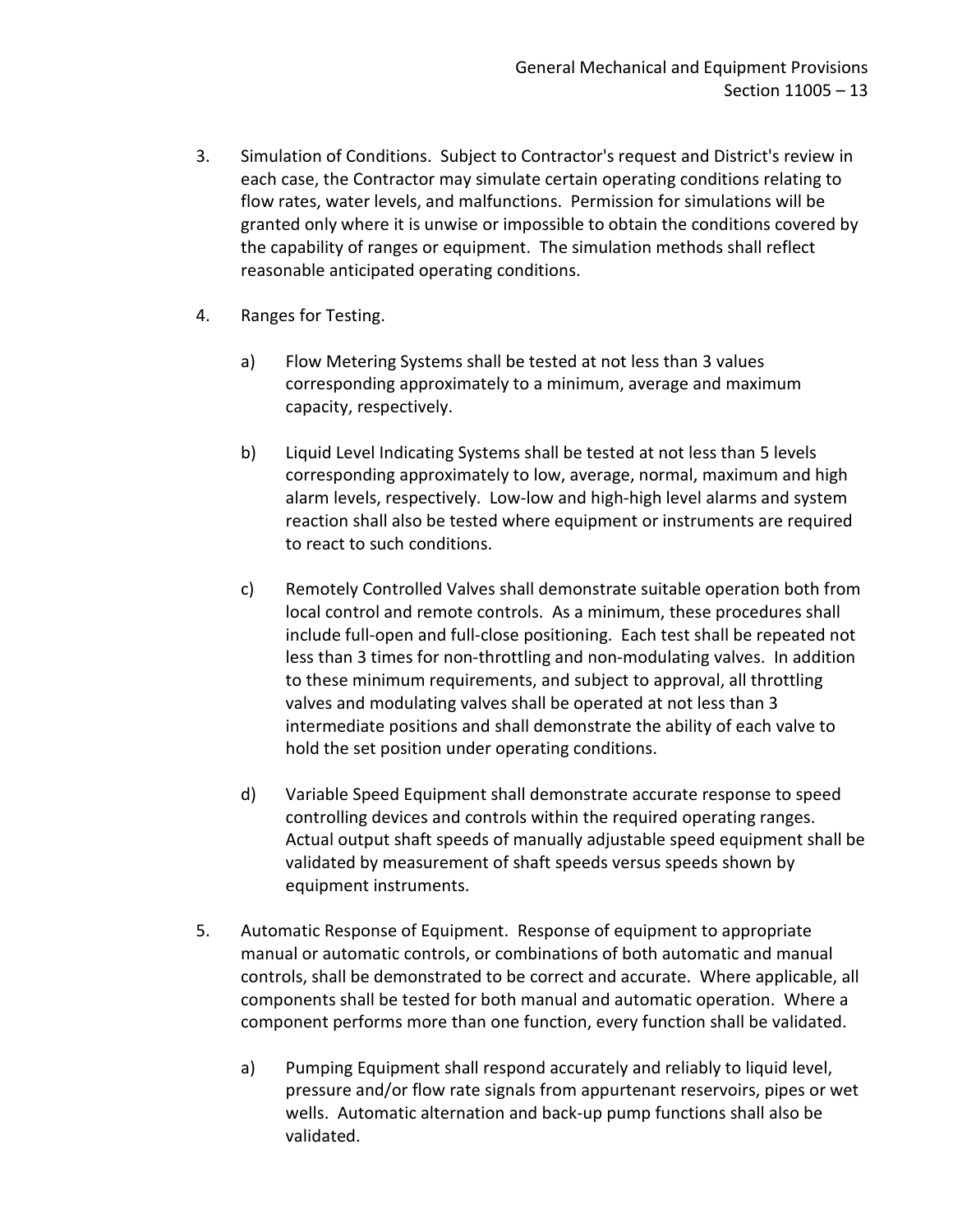3. Simulation of Conditions. Subject to Contractor's request and District's review in each case, the Contractor may simulate certain operating conditions relating to flow rates, water levels, and malfunctions. Permission for simulations will be granted only where it is unwise or impossible to obtain the conditions covered by the capability of ranges or equipment. The simulation methods shall reflect reasonable anticipated operating conditions.

4. Ranges for Testing.

   a) Flow Metering Systems shall be tested at not less than 3 values corresponding approximately to a minimum, average and maximum capacity, respectively.

   b) Liquid Level Indicating Systems shall be tested at not less than 5 levels corresponding approximately to low, average, normal, maximum and high alarm levels, respectively. Low-low and high-high level alarms and system reaction shall also be tested where equipment or instruments are required to react to such conditions.

   c) Remotely Controlled Valves shall demonstrate suitable operation both from local control and remote controls. As a minimum, these procedures shall include full-open and full-close positioning. Each test shall be repeated not less than 3 times for non-throttling and non-modulating valves. In addition to these minimum requirements, and subject to approval, all throttling valves and modulating valves shall be operated at not less than 3 intermediate positions and shall demonstrate the ability of each valve to hold the set position under operating conditions.

   d) Variable Speed Equipment shall demonstrate accurate response to speed controlling devices and controls within the required operating ranges. Actual output shaft speeds of manually adjustable speed equipment shall be validated by measurement of shaft speeds versus speeds shown by equipment instruments.

5. Automatic Response of Equipment. Response of equipment to appropriate manual or automatic controls, or combinations of both automatic and manual controls, shall be demonstrated to be correct and accurate. Where applicable, all components shall be tested for both manual and automatic operation. Where a component performs more than one function, every function shall be validated.

   a) Pumping Equipment shall respond accurately and reliably to liquid level, pressure and/or flow rate signals from appurtenant reservoirs, pipes or wet wells. Automatic alternation and back-up pump functions shall also be validated.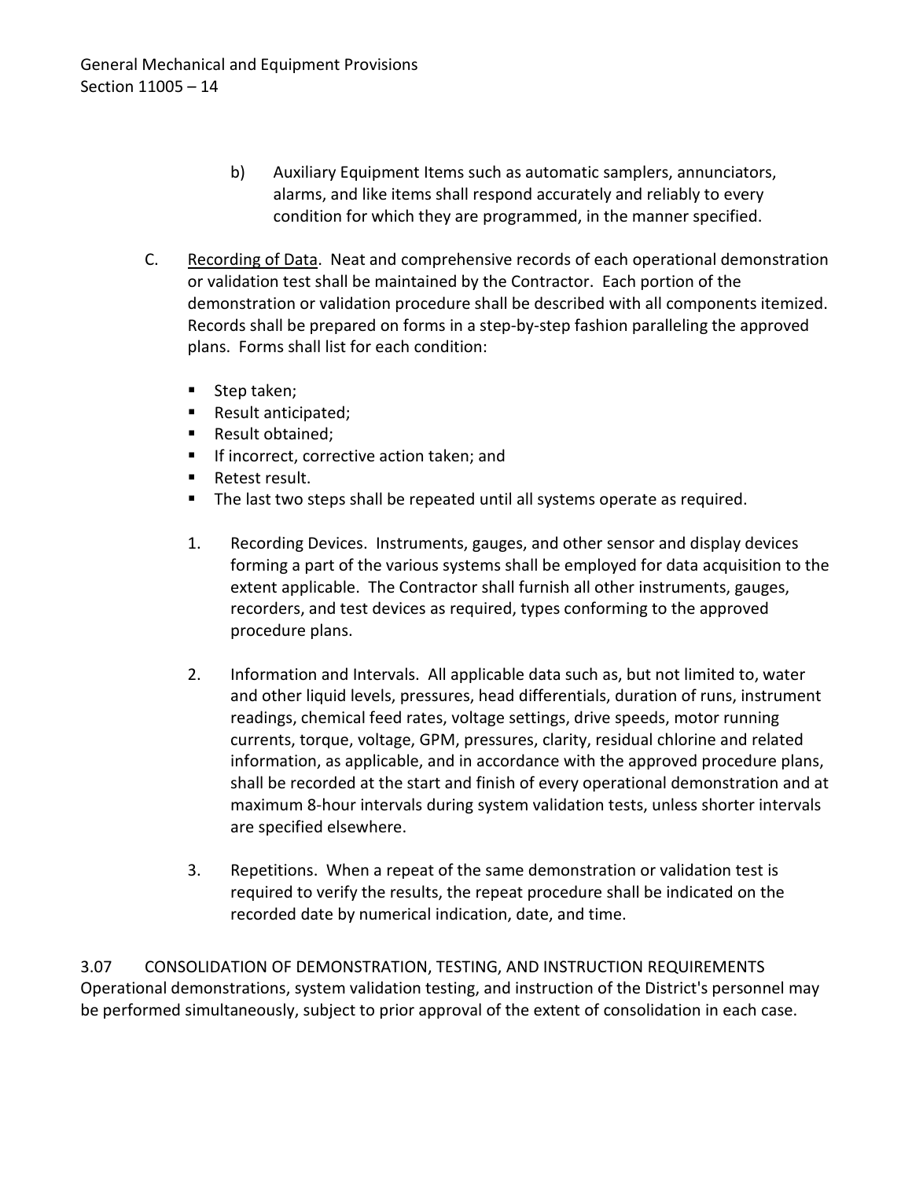b) Auxiliary Equipment Items such as automatic samplers, annunciators, alarms, and like items shall respond accurately and reliably to every condition for which they are programmed, in the manner specified.

C. Recording of Data. Neat and comprehensive records of each operational demonstration or validation test shall be maintained by the Contractor. Each portion of the demonstration or validation procedure shall be described with all components itemized. Records shall be prepared on forms in a step-by-step fashion paralleling the approved plans. Forms shall list for each condition:

- Step taken;
- Result anticipated;
- Result obtained;
- If incorrect, corrective action taken; and
- Retest result.
- The last two steps shall be repeated until all systems operate as required.

1. Recording Devices. Instruments, gauges, and other sensor and display devices forming a part of the various systems shall be employed for data acquisition to the extent applicable. The Contractor shall furnish all other instruments, gauges, recorders, and test devices as required, types conforming to the approved procedure plans.

2. Information and Intervals. All applicable data such as, but not limited to, water and other liquid levels, pressures, head differentials, duration of runs, instrument readings, chemical feed rates, voltage settings, drive speeds, motor running currents, torque, voltage, GPM, pressures, clarity, residual chlorine and related information, as applicable, and in accordance with the approved procedure plans, shall be recorded at the start and finish of every operational demonstration and at maximum 8-hour intervals during system validation tests, unless shorter intervals are specified elsewhere.

3. Repetitions. When a repeat of the same demonstration or validation test is required to verify the results, the repeat procedure shall be indicated on the recorded date by numerical indication, date, and time.

3.07 CONSOLIDATION OF DEMONSTRATION, TESTING, AND INSTRUCTION REQUIREMENTS
Operational demonstrations, system validation testing, and instruction of the District's personnel may be performed simultaneously, subject to prior approval of the extent of consolidation in each case.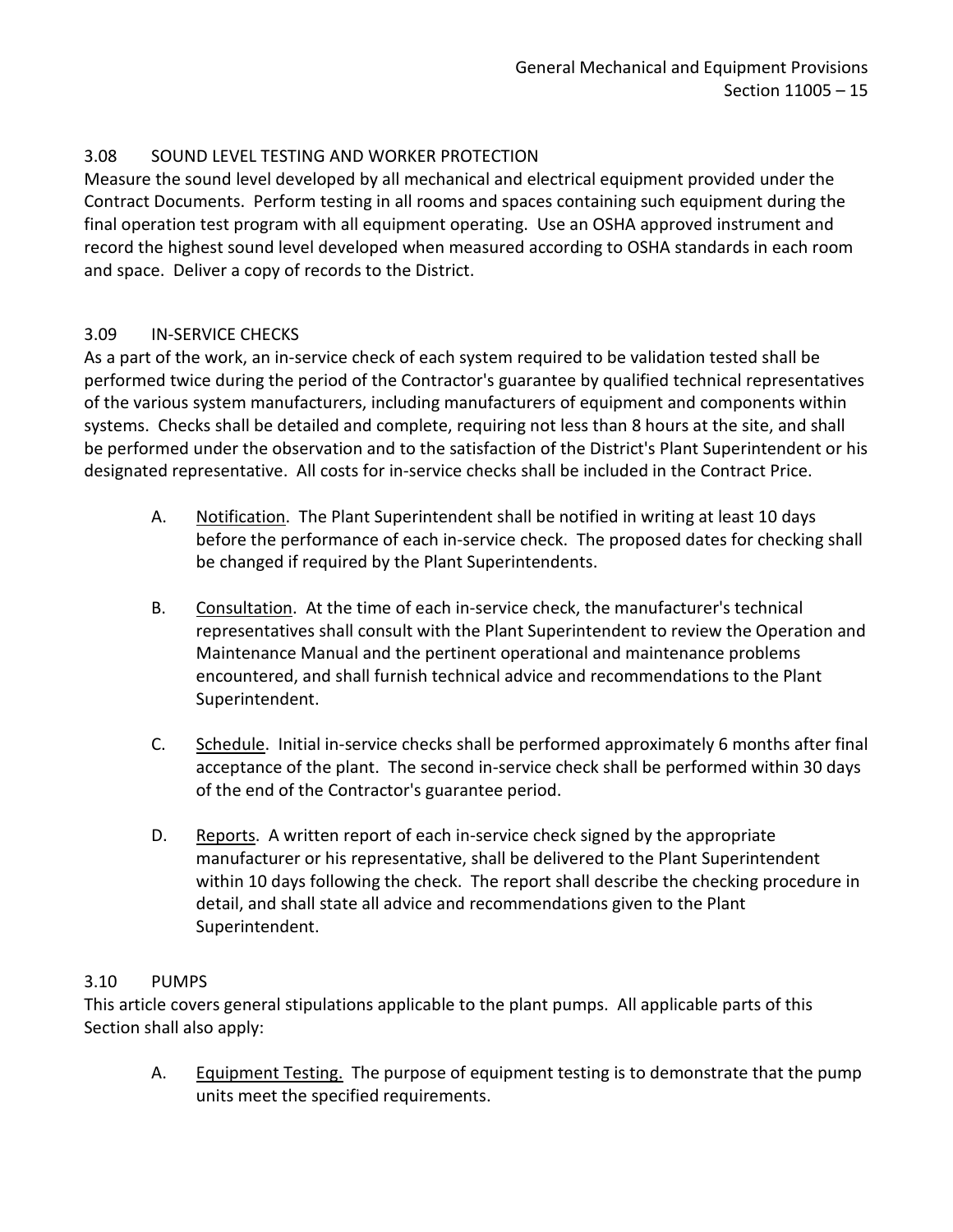### 3.08 SOUND LEVEL TESTING AND WORKER PROTECTION

Measure the sound level developed by all mechanical and electrical equipment provided under the Contract Documents. Perform testing in all rooms and spaces containing such equipment during the final operation test program with all equipment operating. Use an OSHA approved instrument and record the highest sound level developed when measured according to OSHA standards in each room and space. Deliver a copy of records to the District.

### 3.09 IN-SERVICE CHECKS

As a part of the work, an in-service check of each system required to be validation tested shall be performed twice during the period of the Contractor's guarantee by qualified technical representatives of the various system manufacturers, including manufacturers of equipment and components within systems. Checks shall be detailed and complete, requiring not less than 8 hours at the site, and shall be performed under the observation and to the satisfaction of the District's Plant Superintendent or his designated representative. All costs for in-service checks shall be included in the Contract Price.

A. Notification. The Plant Superintendent shall be notified in writing at least 10 days before the performance of each in-service check. The proposed dates for checking shall be changed if required by the Plant Superintendents.

B. Consultation. At the time of each in-service check, the manufacturer's technical representatives shall consult with the Plant Superintendent to review the Operation and Maintenance Manual and the pertinent operational and maintenance problems encountered, and shall furnish technical advice and recommendations to the Plant Superintendent.

C. Schedule. Initial in-service checks shall be performed approximately 6 months after final acceptance of the plant. The second in-service check shall be performed within 30 days of the end of the Contractor's guarantee period.

D. Reports. A written report of each in-service check signed by the appropriate manufacturer or his representative, shall be delivered to the Plant Superintendent within 10 days following the check. The report shall describe the checking procedure in detail, and shall state all advice and recommendations given to the Plant Superintendent.

### 3.10 PUMPS

This article covers general stipulations applicable to the plant pumps. All applicable parts of this Section shall also apply:

A. Equipment Testing. The purpose of equipment testing is to demonstrate that the pump units meet the specified requirements.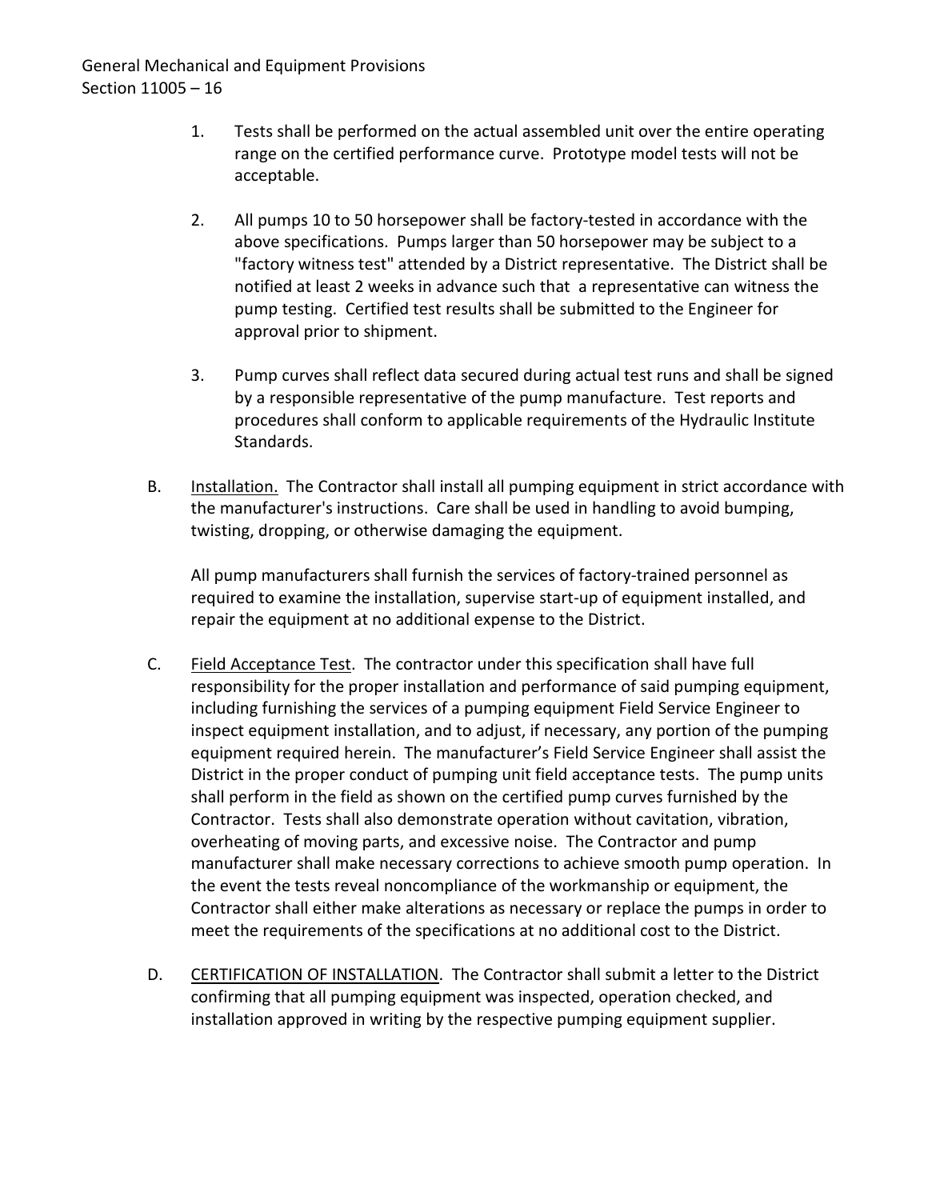1. Tests shall be performed on the actual assembled unit over the entire operating range on the certified performance curve. Prototype model tests will not be acceptable.

2. All pumps 10 to 50 horsepower shall be factory-tested in accordance with the above specifications. Pumps larger than 50 horsepower may be subject to a "factory witness test" attended by a District representative. The District shall be notified at least 2 weeks in advance such that a representative can witness the pump testing. Certified test results shall be submitted to the Engineer for approval prior to shipment.

3. Pump curves shall reflect data secured during actual test runs and shall be signed by a responsible representative of the pump manufacture. Test reports and procedures shall conform to applicable requirements of the Hydraulic Institute Standards.

B. Installation. The Contractor shall install all pumping equipment in strict accordance with the manufacturer's instructions. Care shall be used in handling to avoid bumping, twisting, dropping, or otherwise damaging the equipment.

All pump manufacturers shall furnish the services of factory-trained personnel as required to examine the installation, supervise start-up of equipment installed, and repair the equipment at no additional expense to the District.

C. Field Acceptance Test. The contractor under this specification shall have full responsibility for the proper installation and performance of said pumping equipment, including furnishing the services of a pumping equipment Field Service Engineer to inspect equipment installation, and to adjust, if necessary, any portion of the pumping equipment required herein. The manufacturer's Field Service Engineer shall assist the District in the proper conduct of pumping unit field acceptance tests. The pump units shall perform in the field as shown on the certified pump curves furnished by the Contractor. Tests shall also demonstrate operation without cavitation, vibration, overheating of moving parts, and excessive noise. The Contractor and pump manufacturer shall make necessary corrections to achieve smooth pump operation. In the event the tests reveal noncompliance of the workmanship or equipment, the Contractor shall either make alterations as necessary or replace the pumps in order to meet the requirements of the specifications at no additional cost to the District.

D. CERTIFICATION OF INSTALLATION. The Contractor shall submit a letter to the District confirming that all pumping equipment was inspected, operation checked, and installation approved in writing by the respective pumping equipment supplier.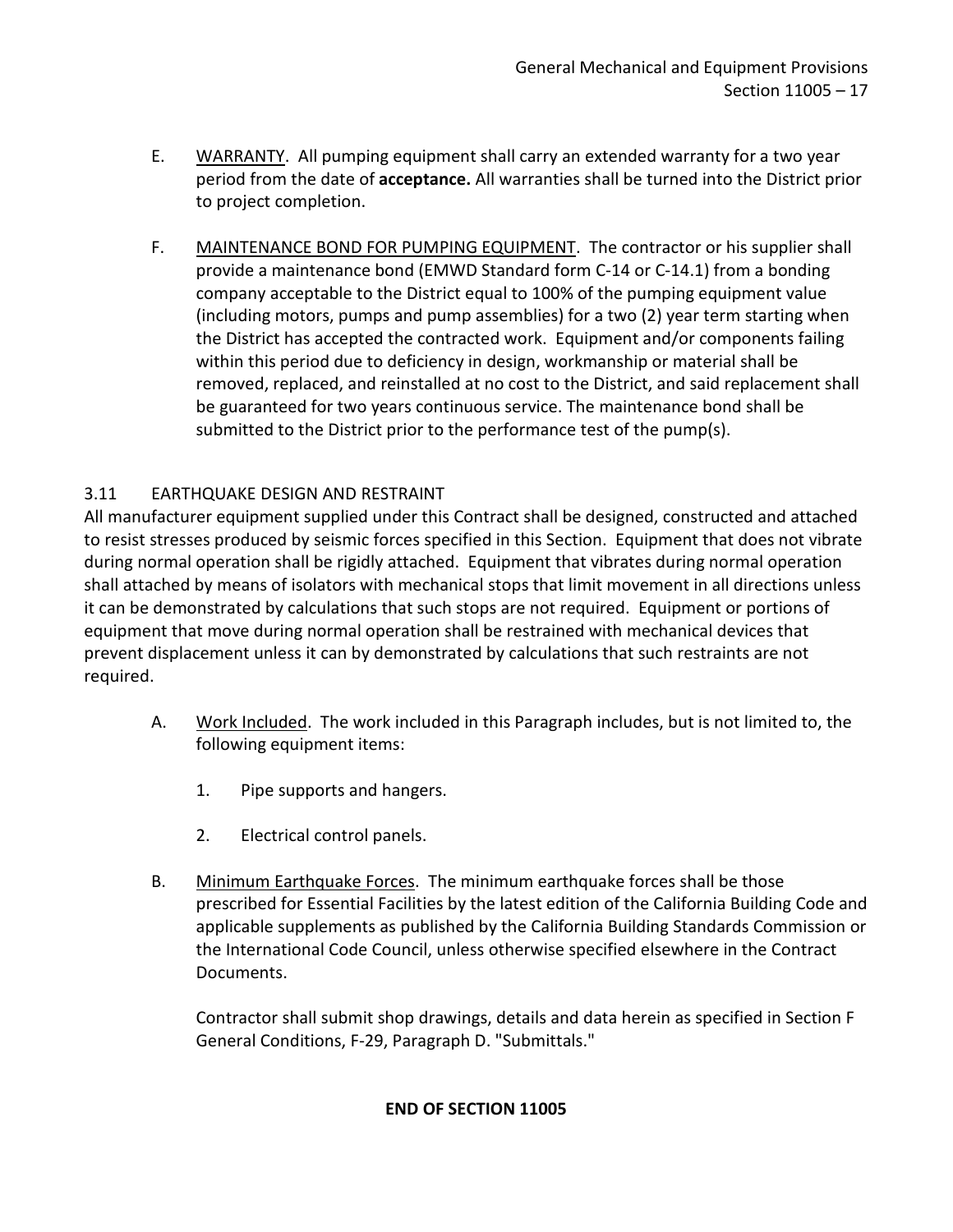E. <u>WARRANTY</u>. All pumping equipment shall carry an extended warranty for a two year period from the date of **acceptance.** All warranties shall be turned into the District prior to project completion.

F. <u>MAINTENANCE BOND FOR PUMPING EQUIPMENT</u>. The contractor or his supplier shall provide a maintenance bond (EMWD Standard form C-14 or C-14.1) from a bonding company acceptable to the District equal to 100% of the pumping equipment value (including motors, pumps and pump assemblies) for a two (2) year term starting when the District has accepted the contracted work. Equipment and/or components failing within this period due to deficiency in design, workmanship or material shall be removed, replaced, and reinstalled at no cost to the District, and said replacement shall be guaranteed for two years continuous service. The maintenance bond shall be submitted to the District prior to the performance test of the pump(s).

### 3.11 EARTHQUAKE DESIGN AND RESTRAINT

All manufacturer equipment supplied under this Contract shall be designed, constructed and attached to resist stresses produced by seismic forces specified in this Section. Equipment that does not vibrate during normal operation shall be rigidly attached. Equipment that vibrates during normal operation shall attached by means of isolators with mechanical stops that limit movement in all directions unless it can be demonstrated by calculations that such stops are not required. Equipment or portions of equipment that move during normal operation shall be restrained with mechanical devices that prevent displacement unless it can by demonstrated by calculations that such restraints are not required.

A. <u>Work Included</u>. The work included in this Paragraph includes, but is not limited to, the following equipment items:

1. Pipe supports and hangers.

2. Electrical control panels.

B. <u>Minimum Earthquake Forces</u>. The minimum earthquake forces shall be those prescribed for Essential Facilities by the latest edition of the California Building Code and applicable supplements as published by the California Building Standards Commission or the International Code Council, unless otherwise specified elsewhere in the Contract Documents.

Contractor shall submit shop drawings, details and data herein as specified in Section F General Conditions, F-29, Paragraph D. "Submittals."

**END OF SECTION 11005**